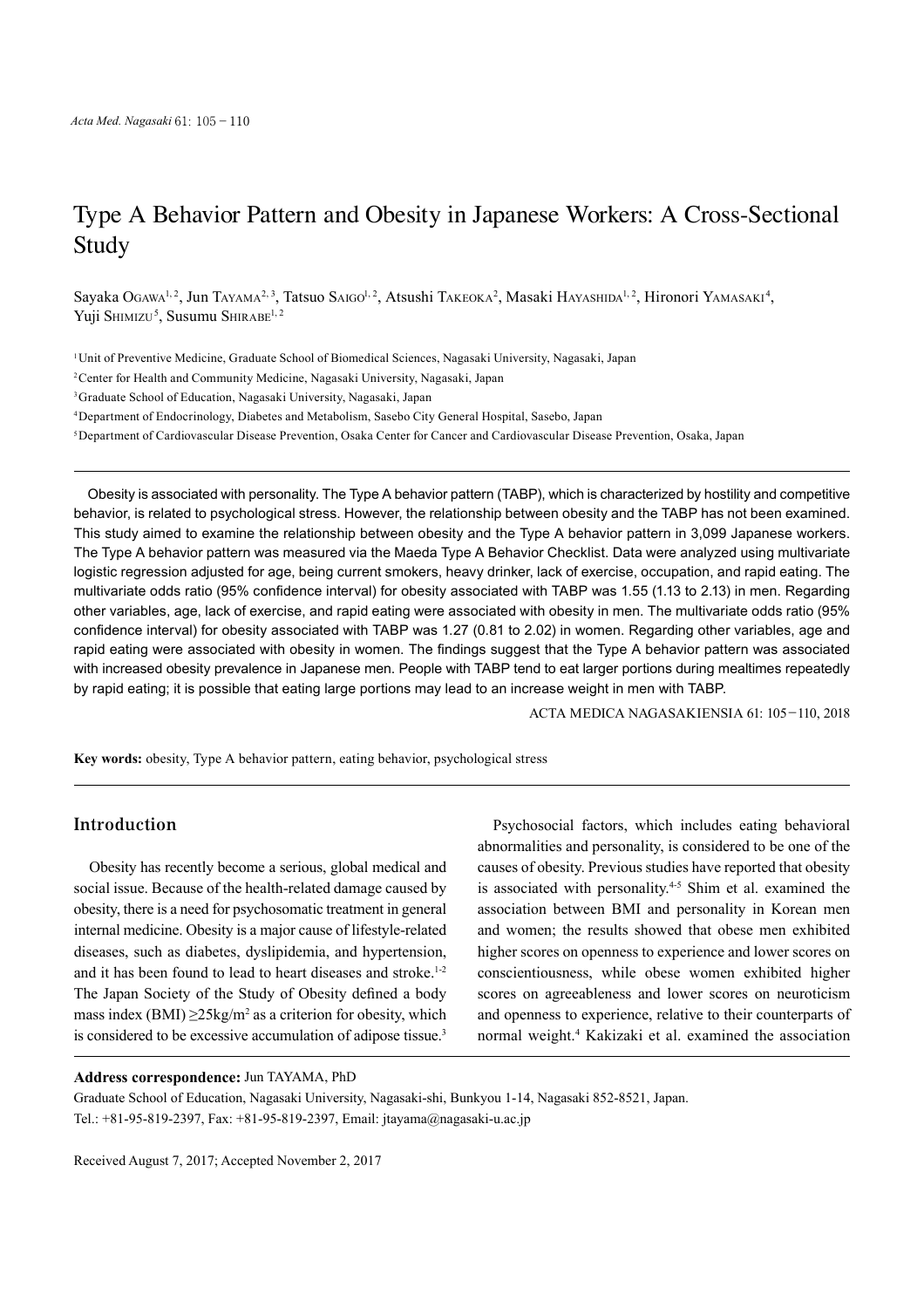# Type A Behavior Pattern and Obesity in Japanese Workers: A Cross-Sectional Study

Sayaka OGAWA[1,2], Jun TAYAMA[2,3], Tatsuo SAIGO[1,2], Atsushi TAKEOKA[2], Masaki HAYASHIDA[1,2], Hironori YAMASAKI[4], Yuji SHIMIZU[5], Susumu SHIRABE[1,2]

[1] Unit of Preventive Medicine, Graduate School of Biomedical Sciences, Nagasaki University, Nagasaki, Japan

[2] Center for Health and Community Medicine, Nagasaki University, Nagasaki, Japan

[3] Graduate School of Education, Nagasaki University, Nagasaki, Japan

[4] Department of Endocrinology, Diabetes and Metabolism, Sasebo City General Hospital, Sasebo, Japan

[5] Department of Cardiovascular Disease Prevention, Osaka Center for Cancer and Cardiovascular Disease Prevention, Osaka, Japan

Obesity is associated with personality. The Type A behavior pattern (TABP), which is characterized by hostility and competitive behavior, is related to psychological stress. However, the relationship between obesity and the TABP has not been examined. This study aimed to examine the relationship between obesity and the Type A behavior pattern in 3,099 Japanese workers. The Type A behavior pattern was measured via the Maeda Type A Behavior Checklist. Data were analyzed using multivariate logistic regression adjusted for age, being current smokers, heavy drinker, lack of exercise, occupation, and rapid eating. The multivariate odds ratio (95% confidence interval) for obesity associated with TABP was 1.55 (1.13 to 2.13) in men. Regarding other variables, age, lack of exercise, and rapid eating were associated with obesity in men. The multivariate odds ratio (95% confidence interval) for obesity associated with TABP was 1.27 (0.81 to 2.02) in women. Regarding other variables, age and rapid eating were associated with obesity in women. The findings suggest that the Type A behavior pattern was associated with increased obesity prevalence in Japanese men. People with TABP tend to eat larger portions during mealtimes repeatedly by rapid eating; it is possible that eating large portions may lead to an increase weight in men with TABP.

ACTA MEDICA NAGASAKIENSIA 61: 105−110, 2018

**Key words:** obesity, Type A behavior pattern, eating behavior, psychological stress

## Introduction

Obesity has recently become a serious, global medical and social issue. Because of the health-related damage caused by obesity, there is a need for psychosomatic treatment in general internal medicine. Obesity is a major cause of lifestyle-related diseases, such as diabetes, dyslipidemia, and hypertension, and it has been found to lead to heart diseases and stroke.[1-2] The Japan Society of the Study of Obesity defined a body mass index (BMI) $\geq 25 kg/m^2$ as a criterion for obesity, which is considered to be excessive accumulation of adipose tissue.[3]

Psychosocial factors, which includes eating behavioral abnormalities and personality, is considered to be one of the causes of obesity. Previous studies have reported that obesity is associated with personality.[4-5] Shim et al. examined the association between BMI and personality in Korean men and women; the results showed that obese men exhibited higher scores on openness to experience and lower scores on conscientiousness, while obese women exhibited higher scores on agreeableness and lower scores on neuroticism and openness to experience, relative to their counterparts of normal weight.[4] Kakizaki et al. examined the association

**Address correspondence:** Jun TAYAMA, PhD

Graduate School of Education, Nagasaki University, Nagasaki-shi, Bunkyou 1-14, Nagasaki 852-8521, Japan.

Tel.: +81-95-819-2397, Fax: +81-95-819-2397, Email: jtayama@nagasaki-u.ac.jp

Received August 7, 2017; Accepted November 2, 2017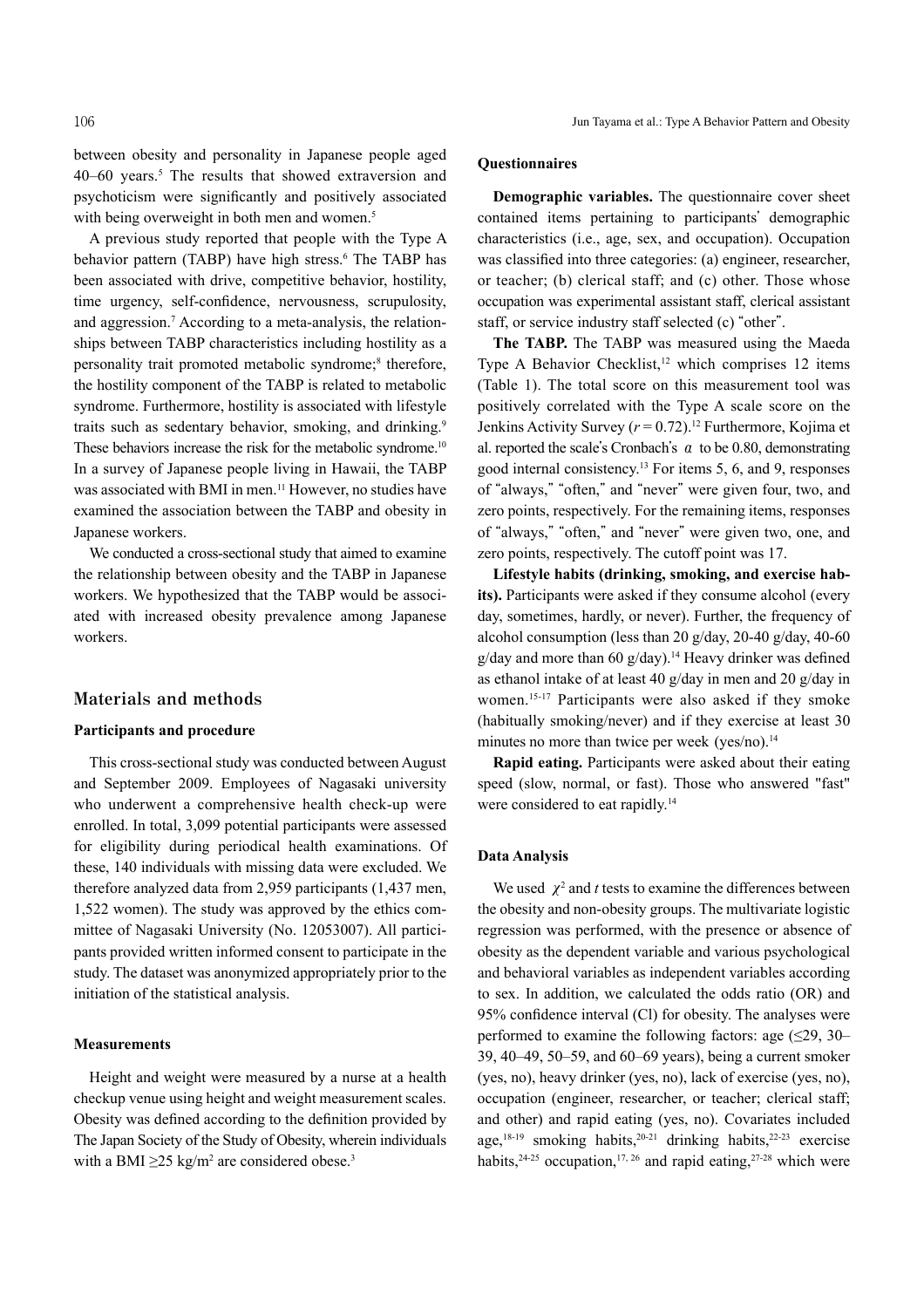between obesity and personality in Japanese people aged 40–60 years.[5] The results that showed extraversion and psychoticism were significantly and positively associated with being overweight in both men and women.[5]

A previous study reported that people with the Type A behavior pattern (TABP) have high stress.[6] The TABP has been associated with drive, competitive behavior, hostility, time urgency, self-confidence, nervousness, scrupulosity, and aggression.[7] According to a meta-analysis, the relationships between TABP characteristics including hostility as a personality trait promoted metabolic syndrome;[8] therefore, the hostility component of the TABP is related to metabolic syndrome. Furthermore, hostility is associated with lifestyle traits such as sedentary behavior, smoking, and drinking.[9] These behaviors increase the risk for the metabolic syndrome.[10] In a survey of Japanese people living in Hawaii, the TABP was associated with BMI in men.[11] However, no studies have examined the association between the TABP and obesity in Japanese workers.

We conducted a cross-sectional study that aimed to examine the relationship between obesity and the TABP in Japanese workers. We hypothesized that the TABP would be associated with increased obesity prevalence among Japanese workers.

## Materials and methods

### Participants and procedure

This cross-sectional study was conducted between August and September 2009. Employees of Nagasaki university who underwent a comprehensive health check-up were enrolled. In total, 3,099 potential participants were assessed for eligibility during periodical health examinations. Of these, 140 individuals with missing data were excluded. We therefore analyzed data from 2,959 participants (1,437 men, 1,522 women). The study was approved by the ethics committee of Nagasaki University (No. 12053007). All participants provided written informed consent to participate in the study. The dataset was anonymized appropriately prior to the initiation of the statistical analysis.

### Measurements

Height and weight were measured by a nurse at a health checkup venue using height and weight measurement scales. Obesity was defined according to the definition provided by The Japan Society of the Study of Obesity, wherein individuals with a BMI $\geq 25$ kg/m$^2$ are considered obese.[3]

### Questionnaires

**Demographic variables.** The questionnaire cover sheet contained items pertaining to participants' demographic characteristics (i.e., age, sex, and occupation). Occupation was classified into three categories: (a) engineer, researcher, or teacher; (b) clerical staff; and (c) other. Those whose occupation was experimental assistant staff, clerical assistant staff, or service industry staff selected (c) "other".

**The TABP.** The TABP was measured using the Maeda Type A Behavior Checklist,[12] which comprises 12 items (Table 1). The total score on this measurement tool was positively correlated with the Type A scale score on the Jenkins Activity Survey ($r = 0.72$).[12] Furthermore, Kojima et al. reported the scale's Cronbach's $\alpha$ to be 0.80, demonstrating good internal consistency.[13] For items 5, 6, and 9, responses of "always," "often," and "never" were given four, two, and zero points, respectively. For the remaining items, responses of "always," "often," and "never" were given two, one, and zero points, respectively. The cutoff point was 17.

**Lifestyle habits (drinking, smoking, and exercise habits).** Participants were asked if they consume alcohol (every day, sometimes, hardly, or never). Further, the frequency of alcohol consumption (less than 20 g/day, 20-40 g/day, 40-60 g/day and more than 60 g/day).[14] Heavy drinker was defined as ethanol intake of at least 40 g/day in men and 20 g/day in women.[15-17] Participants were also asked if they smoke (habitually smoking/never) and if they exercise at least 30 minutes no more than twice per week (yes/no).[14]

**Rapid eating.** Participants were asked about their eating speed (slow, normal, or fast). Those who answered "fast" were considered to eat rapidly.[14]

### Data Analysis

We used $\chi^2$ and $t$ tests to examine the differences between the obesity and non-obesity groups. The multivariate logistic regression was performed, with the presence or absence of obesity as the dependent variable and various psychological and behavioral variables as independent variables according to sex. In addition, we calculated the odds ratio (OR) and 95% confidence interval (Cl) for obesity. The analyses were performed to examine the following factors: age ($\leq$29, 30–39, 40–49, 50–59, and 60–69 years), being a current smoker (yes, no), heavy drinker (yes, no), lack of exercise (yes, no), occupation (engineer, researcher, or teacher; clerical staff; and other) and rapid eating (yes, no). Covariates included age,[18-19] smoking habits,[20-21] drinking habits,[22-23] exercise habits,[24-25] occupation,[17, 26] and rapid eating,[27-28] which were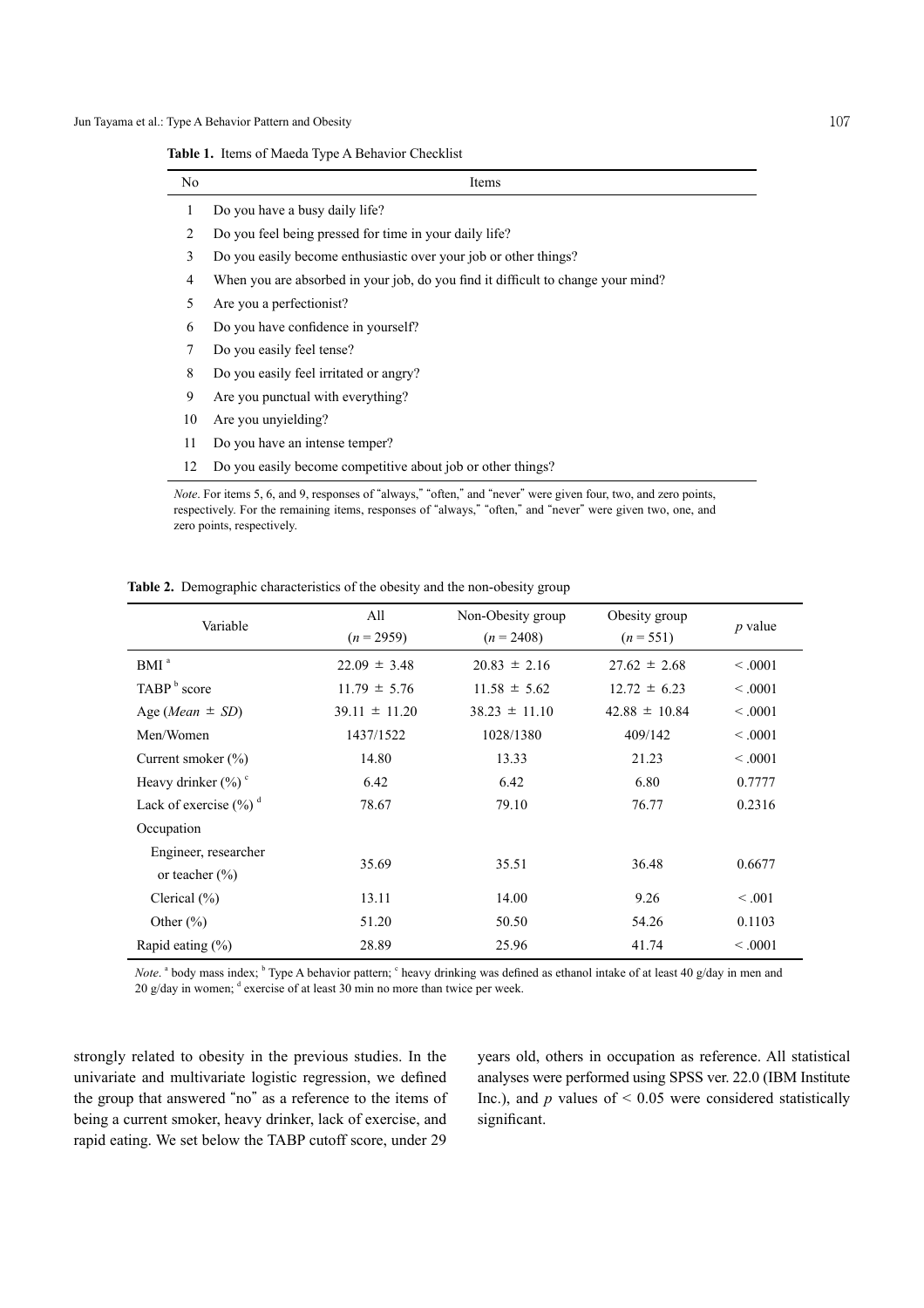**Table 1.** Items of Maeda Type A Behavior Checklist

| No | Items |
|---|---|
| 1 | Do you have a busy daily life? |
| 2 | Do you feel being pressed for time in your daily life? |
| 3 | Do you easily become enthusiastic over your job or other things? |
| 4 | When you are absorbed in your job, do you find it difficult to change your mind? |
| 5 | Are you a perfectionist? |
| 6 | Do you have confidence in yourself? |
| 7 | Do you easily feel tense? |
| 8 | Do you easily feel irritated or angry? |
| 9 | Are you punctual with everything? |
| 10 | Are you unyielding? |
| 11 | Do you have an intense temper? |
| 12 | Do you easily become competitive about job or other things? |

*Note*. For items 5, 6, and 9, responses of "always," "often," and "never" were given four, two, and zero points, respectively. For the remaining items, responses of "always," "often," and "never" were given two, one, and zero points, respectively.

**Table 2.** Demographic characteristics of the obesity and the non-obesity group

| Variable | All ($n$ = 2959) | Non-Obesity group ($n$ = 2408) | Obesity group ($n$ = 551) | $p$ value |
|---|---|---|---|---|
| BMI [a] | 22.09 ± 3.48 | 20.83 ± 2.16 | 27.62 ± 2.68 | < .0001 |
| TABP [b] score | 11.79 ± 5.76 | 11.58 ± 5.62 | 12.72 ± 6.23 | < .0001 |
| Age (*Mean* ± *SD*) | 39.11 ± 11.20 | 38.23 ± 11.10 | 42.88 ± 10.84 | < .0001 |
| Men/Women | 1437/1522 | 1028/1380 | 409/142 | < .0001 |
| Current smoker (%) | 14.80 | 13.33 | 21.23 | < .0001 |
| Heavy drinker (%) [c] | 6.42 | 6.42 | 6.80 | 0.7777 |
| Lack of exercise (%) [d] | 78.67 | 79.10 | 76.77 | 0.2316 |
| Occupation | | | | |
| Engineer, researcher or teacher (%) | 35.69 | 35.51 | 36.48 | 0.6677 |
| Clerical (%) | 13.11 | 14.00 | 9.26 | < .001 |
| Other (%) | 51.20 | 50.50 | 54.26 | 0.1103 |
| Rapid eating (%) | 28.89 | 25.96 | 41.74 | < .0001 |

*Note*. [a] body mass index; [b] Type A behavior pattern; [c] heavy drinking was defined as ethanol intake of at least 40 g/day in men and 20 g/day in women; [d] exercise of at least 30 min no more than twice per week.

strongly related to obesity in the previous studies. In the univariate and multivariate logistic regression, we defined the group that answered "no" as a reference to the items of being a current smoker, heavy drinker, lack of exercise, and rapid eating. We set below the TABP cutoff score, under 29 years old, others in occupation as reference. All statistical analyses were performed using SPSS ver. 22.0 (IBM Institute Inc.), and $p$ values of $< 0.05$ were considered statistically significant.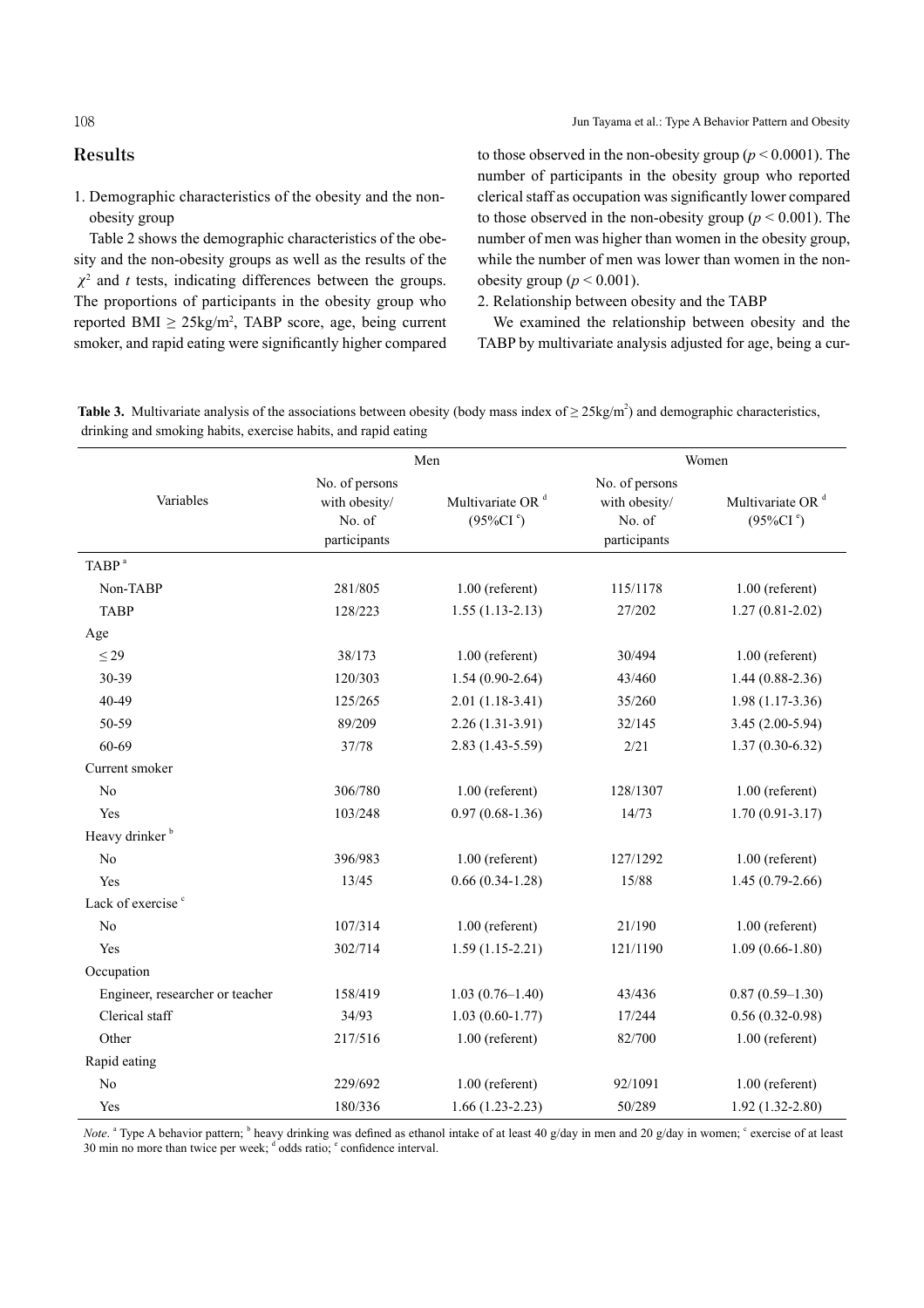## Results

1. Demographic characteristics of the obesity and the non-obesity group

Table 2 shows the demographic characteristics of the obesity and the non-obesity groups as well as the results of the $\chi^2$ and $t$ tests, indicating differences between the groups. The proportions of participants in the obesity group who reported BMI $\geq$ 25kg/m$^2$, TABP score, age, being current smoker, and rapid eating were significantly higher compared to those observed in the non-obesity group ($p < 0.0001$). The number of participants in the obesity group who reported clerical staff as occupation was significantly lower compared to those observed in the non-obesity group ($p < 0.001$). The number of men was higher than women in the obesity group, while the number of men was lower than women in the non-obesity group ($p < 0.001$).

2. Relationship between obesity and the TABP

We examined the relationship between obesity and the TABP by multivariate analysis adjusted for age, being a cur-

**Table 3.** Multivariate analysis of the associations between obesity (body mass index of $\geq$ 25kg/m$^2$) and demographic characteristics, drinking and smoking habits, exercise habits, and rapid eating

| Variables | Men | | Women | |
|---|---|---|---|---|
| | No. of persons with obesity/ No. of participants | Multivariate OR [d] (95%CI [e]) | No. of persons with obesity/ No. of participants | Multivariate OR [d] (95%CI [e]) |
| TABP [a] | | | | |
| Non-TABP | 281/805 | 1.00 (referent) | 115/1178 | 1.00 (referent) |
| TABP | 128/223 | 1.55 (1.13-2.13) | 27/202 | 1.27 (0.81-2.02) |
| Age | | | | |
| ≤ 29 | 38/173 | 1.00 (referent) | 30/494 | 1.00 (referent) |
| 30-39 | 120/303 | 1.54 (0.90-2.64) | 43/460 | 1.44 (0.88-2.36) |
| 40-49 | 125/265 | 2.01 (1.18-3.41) | 35/260 | 1.98 (1.17-3.36) |
| 50-59 | 89/209 | 2.26 (1.31-3.91) | 32/145 | 3.45 (2.00-5.94) |
| 60-69 | 37/78 | 2.83 (1.43-5.59) | 2/21 | 1.37 (0.30-6.32) |
| Current smoker | | | | |
| No | 306/780 | 1.00 (referent) | 128/1307 | 1.00 (referent) |
| Yes | 103/248 | 0.97 (0.68-1.36) | 14/73 | 1.70 (0.91-3.17) |
| Heavy drinker [b] | | | | |
| No | 396/983 | 1.00 (referent) | 127/1292 | 1.00 (referent) |
| Yes | 13/45 | 0.66 (0.34-1.28) | 15/88 | 1.45 (0.79-2.66) |
| Lack of exercise [c] | | | | |
| No | 107/314 | 1.00 (referent) | 21/190 | 1.00 (referent) |
| Yes | 302/714 | 1.59 (1.15-2.21) | 121/1190 | 1.09 (0.66-1.80) |
| Occupation | | | | |
| Engineer, researcher or teacher | 158/419 | 1.03 (0.76–1.40) | 43/436 | 0.87 (0.59–1.30) |
| Clerical staff | 34/93 | 1.03 (0.60-1.77) | 17/244 | 0.56 (0.32-0.98) |
| Other | 217/516 | 1.00 (referent) | 82/700 | 1.00 (referent) |
| Rapid eating | | | | |
| No | 229/692 | 1.00 (referent) | 92/1091 | 1.00 (referent) |
| Yes | 180/336 | 1.66 (1.23-2.23) | 50/289 | 1.92 (1.32-2.80) |

*Note*. [a] Type A behavior pattern; [b] heavy drinking was defined as ethanol intake of at least 40 g/day in men and 20 g/day in women; [c] exercise of at least 30 min no more than twice per week; [d] odds ratio; [e] confidence interval.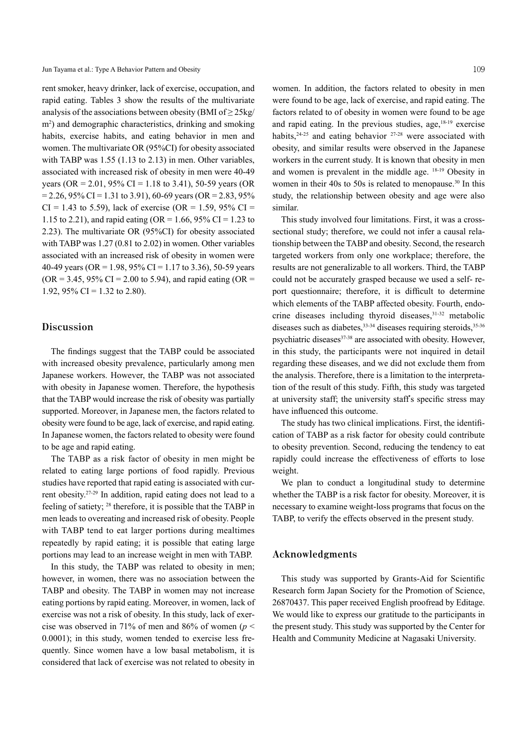rent smoker, heavy drinker, lack of exercise, occupation, and rapid eating. Tables 3 show the results of the multivariate analysis of the associations between obesity (BMI of ≥ 25kg/m$^2$) and demographic characteristics, drinking and smoking habits, exercise habits, and eating behavior in men and women. The multivariate OR (95%CI) for obesity associated with TABP was 1.55 (1.13 to 2.13) in men. Other variables, associated with increased risk of obesity in men were 40-49 years (OR = 2.01, 95% CI = 1.18 to 3.41), 50-59 years (OR = 2.26, 95% CI = 1.31 to 3.91), 60-69 years (OR = 2.83, 95% CI = 1.43 to 5.59), lack of exercise (OR = 1.59, 95% CI = 1.15 to 2.21), and rapid eating (OR = 1.66, 95% CI = 1.23 to 2.23). The multivariate OR (95%CI) for obesity associated with TABP was 1.27 (0.81 to 2.02) in women. Other variables associated with an increased risk of obesity in women were 40-49 years (OR = 1.98, 95% CI = 1.17 to 3.36), 50-59 years (OR = 3.45, 95% CI = 2.00 to 5.94), and rapid eating (OR = 1.92, 95% CI = 1.32 to 2.80).

## Discussion

The findings suggest that the TABP could be associated with increased obesity prevalence, particularly among men Japanese workers. However, the TABP was not associated with obesity in Japanese women. Therefore, the hypothesis that the TABP would increase the risk of obesity was partially supported. Moreover, in Japanese men, the factors related to obesity were found to be age, lack of exercise, and rapid eating. In Japanese women, the factors related to obesity were found to be age and rapid eating.

The TABP as a risk factor of obesity in men might be related to eating large portions of food rapidly. Previous studies have reported that rapid eating is associated with current obesity.[27-29] In addition, rapid eating does not lead to a feeling of satiety; [28] therefore, it is possible that the TABP in men leads to overeating and increased risk of obesity. People with TABP tend to eat larger portions during mealtimes repeatedly by rapid eating; it is possible that eating large portions may lead to an increase weight in men with TABP.

In this study, the TABP was related to obesity in men; however, in women, there was no association between the TABP and obesity. The TABP in women may not increase eating portions by rapid eating. Moreover, in women, lack of exercise was not a risk of obesity. In this study, lack of exercise was observed in 71% of men and 86% of women ($p < 0.0001$); in this study, women tended to exercise less frequently. Since women have a low basal metabolism, it is considered that lack of exercise was not related to obesity in women. In addition, the factors related to obesity in men were found to be age, lack of exercise, and rapid eating. The factors related to of obesity in women were found to be age and rapid eating. In the previous studies, age,[18-19] exercise habits,[24-25] and eating behavior [27-28] were associated with obesity, and similar results were observed in the Japanese workers in the current study. It is known that obesity in men and women is prevalent in the middle age. [18-19] Obesity in women in their 40s to 50s is related to menopause.[30] In this study, the relationship between obesity and age were also similar.

This study involved four limitations. First, it was a cross-sectional study; therefore, we could not infer a causal relationship between the TABP and obesity. Second, the research targeted workers from only one workplace; therefore, the results are not generalizable to all workers. Third, the TABP could not be accurately grasped because we used a self- report questionnaire; therefore, it is difficult to determine which elements of the TABP affected obesity. Fourth, endocrine diseases including thyroid diseases,[31-32] metabolic diseases such as diabetes,[33-34] diseases requiring steroids,[35-36] psychiatric diseases[37-38] are associated with obesity. However, in this study, the participants were not inquired in detail regarding these diseases, and we did not exclude them from the analysis. Therefore, there is a limitation to the interpretation of the result of this study. Fifth, this study was targeted at university staff; the university staff's specific stress may have influenced this outcome.

The study has two clinical implications. First, the identification of TABP as a risk factor for obesity could contribute to obesity prevention. Second, reducing the tendency to eat rapidly could increase the effectiveness of efforts to lose weight.

We plan to conduct a longitudinal study to determine whether the TABP is a risk factor for obesity. Moreover, it is necessary to examine weight-loss programs that focus on the TABP, to verify the effects observed in the present study.

## Acknowledgments

This study was supported by Grants-Aid for Scientific Research form Japan Society for the Promotion of Science, 26870437. This paper received English proofread by Editage. We would like to express our gratitude to the participants in the present study. This study was supported by the Center for Health and Community Medicine at Nagasaki University.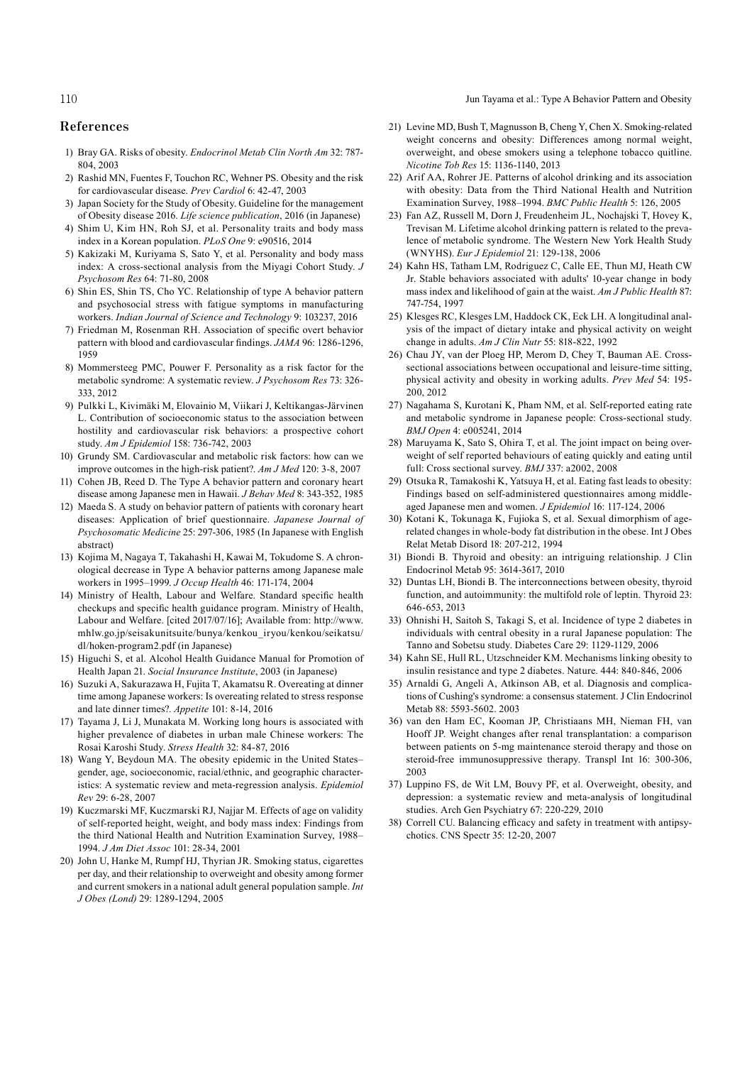## References

1) Bray GA. Risks of obesity. *Endocrinol Metab Clin North Am* 32: 787-804, 2003
2) Rashid MN, Fuentes F, Touchon RC, Wehner PS. Obesity and the risk for cardiovascular disease. *Prev Cardiol* 6: 42-47, 2003
3) Japan Society for the Study of Obesity. Guideline for the management of Obesity disease 2016. *Life science publication*, 2016 (in Japanese)
4) Shim U, Kim HN, Roh SJ, et al. Personality traits and body mass index in a Korean population. *PLoS One* 9: e90516, 2014
5) Kakizaki M, Kuriyama S, Sato Y, et al. Personality and body mass index: A cross-sectional analysis from the Miyagi Cohort Study. *J Psychosom Res* 64: 71-80, 2008
6) Shin ES, Shin TS, Cho YC. Relationship of type A behavior pattern and psychosocial stress with fatigue symptoms in manufacturing workers. *Indian Journal of Science and Technology* 9: 103237, 2016
7) Friedman M, Rosenman RH. Association of specific overt behavior pattern with blood and cardiovascular findings. *JAMA* 96: 1286-1296, 1959
8) Mommersteeg PMC, Pouwer F. Personality as a risk factor for the metabolic syndrome: A systematic review. *J Psychosom Res* 73: 326-333, 2012
9) Pulkki L, Kivimäki M, Elovainio M, Viikari J, Keltikangas-Järvinen L. Contribution of socioeconomic status to the association between hostility and cardiovascular risk behaviors: a prospective cohort study. *Am J Epidemiol* 158: 736-742, 2003
10) Grundy SM. Cardiovascular and metabolic risk factors: how can we improve outcomes in the high-risk patient?. *Am J Med* 120: 3-8, 2007
11) Cohen JB, Reed D. The Type A behavior pattern and coronary heart disease among Japanese men in Hawaii. *J Behav Med* 8: 343-352, 1985
12) Maeda S. A study on behavior pattern of patients with coronary heart diseases: Application of brief questionnaire. *Japanese Journal of Psychosomatic Medicine* 25: 297-306, 1985 (In Japanese with English abstract)
13) Kojima M, Nagaya T, Takahashi H, Kawai M, Tokudome S. A chronological decrease in Type A behavior patterns among Japanese male workers in 1995–1999. *J Occup Health* 46: 171-174, 2004
14) Ministry of Health, Labour and Welfare. Standard specific health checkups and specific health guidance program. Ministry of Health, Labour and Welfare. [cited 2017/07/16]; Available from: http://www.mhlw.go.jp/seisakunitsuite/bunya/kenkou_iryou/kenkou/seikatsu/dl/hoken-program2.pdf (in Japanese)
15) Higuchi S, et al. Alcohol Health Guidance Manual for Promotion of Health Japan 21. *Social Insurance Institute*, 2003 (in Japanese)
16) Suzuki A, Sakurazawa H, Fujita T, Akamatsu R. Overeating at dinner time among Japanese workers: Is overeating related to stress response and late dinner times?. *Appetite* 101: 8-14, 2016
17) Tayama J, Li J, Munakata M. Working long hours is associated with higher prevalence of diabetes in urban male Chinese workers: The Rosai Karoshi Study. *Stress Health* 32: 84-87, 2016
18) Wang Y, Beydoun MA. The obesity epidemic in the United States–gender, age, socioeconomic, racial/ethnic, and geographic characteristics: A systematic review and meta-regression analysis. *Epidemiol Rev* 29: 6-28, 2007
19) Kuczmarski MF, Kuczmarski RJ, Najjar M. Effects of age on validity of self-reported height, weight, and body mass index: Findings from the third National Health and Nutrition Examination Survey, 1988–1994. *J Am Diet Assoc* 101: 28-34, 2001
20) John U, Hanke M, Rumpf HJ, Thyrian JR. Smoking status, cigarettes per day, and their relationship to overweight and obesity among former and current smokers in a national adult general population sample. *Int J Obes (Lond)* 29: 1289-1294, 2005
21) Levine MD, Bush T, Magnusson B, Cheng Y, Chen X. Smoking-related weight concerns and obesity: Differences among normal weight, overweight, and obese smokers using a telephone tobacco quitline. *Nicotine Tob Res* 15: 1136-1140, 2013
22) Arif AA, Rohrer JE. Patterns of alcohol drinking and its association with obesity: Data from the Third National Health and Nutrition Examination Survey, 1988–1994. *BMC Public Health* 5: 126, 2005
23) Fan AZ, Russell M, Dorn J, Freudenheim JL, Nochajski T, Hovey K, Trevisan M. Lifetime alcohol drinking pattern is related to the prevalence of metabolic syndrome. The Western New York Health Study (WNYHS). *Eur J Epidemiol* 21: 129-138, 2006
24) Kahn HS, Tatham LM, Rodriguez C, Calle EE, Thun MJ, Heath CW Jr. Stable behaviors associated with adults' 10-year change in body mass index and likelihood of gain at the waist. *Am J Public Health* 87: 747-754, 1997
25) Klesges RC, Klesges LM, Haddock CK, Eck LH. A longitudinal analysis of the impact of dietary intake and physical activity on weight change in adults. *Am J Clin Nutr* 55: 818-822, 1992
26) Chau JY, van der Ploeg HP, Merom D, Chey T, Bauman AE. Cross-sectional associations between occupational and leisure-time sitting, physical activity and obesity in working adults. *Prev Med* 54: 195-200, 2012
27) Nagahama S, Kurotani K, Pham NM, et al. Self-reported eating rate and metabolic syndrome in Japanese people: Cross-sectional study. *BMJ Open* 4: e005241, 2014
28) Maruyama K, Sato S, Ohira T, et al. The joint impact on being overweight of self reported behaviours of eating quickly and eating until full: Cross sectional survey. *BMJ* 337: a2002, 2008
29) Otsuka R, Tamakoshi K, Yatsuya H, et al. Eating fast leads to obesity: Findings based on self-administered questionnaires among middle-aged Japanese men and women. *J Epidemiol* 16: 117-124, 2006
30) Kotani K, Tokunaga K, Fujioka S, et al. Sexual dimorphism of age-related changes in whole-body fat distribution in the obese. Int J Obes Relat Metab Disord 18: 207-212, 1994
31) Biondi B. Thyroid and obesity: an intriguing relationship. J Clin Endocrinol Metab 95: 3614-3617, 2010
32) Duntas LH, Biondi B. The interconnections between obesity, thyroid function, and autoimmunity: the multifold role of leptin. Thyroid 23: 646-653, 2013
33) Ohnishi H, Saitoh S, Takagi S, et al. Incidence of type 2 diabetes in individuals with central obesity in a rural Japanese population: The Tanno and Sobetsu study. Diabetes Care 29: 1129-1129, 2006
34) Kahn SE, Hull RL, Utzschneider KM. Mechanisms linking obesity to insulin resistance and type 2 diabetes. Nature. 444: 840-846, 2006
35) Arnaldi G, Angeli A, Atkinson AB, et al. Diagnosis and complications of Cushing's syndrome: a consensus statement. J Clin Endocrinol Metab 88: 5593-5602. 2003
36) van den Ham EC, Kooman JP, Christiaans MH, Nieman FH, van Hooff JP. Weight changes after renal transplantation: a comparison between patients on 5-mg maintenance steroid therapy and those on steroid-free immunosuppressive therapy. Transpl Int 16: 300-306, 2003
37) Luppino FS, de Wit LM, Bouvy PF, et al. Overweight, obesity, and depression: a systematic review and meta-analysis of longitudinal studies. Arch Gen Psychiatry 67: 220-229, 2010
38) Correll CU. Balancing efficacy and safety in treatment with antipsychotics. CNS Spectr 35: 12-20, 2007